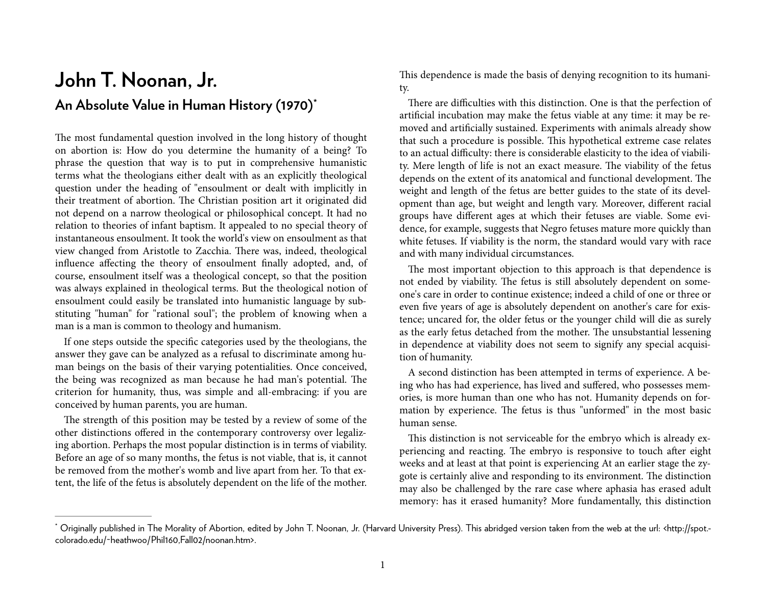# John T. Noonan, Jr.

## An Absolute Value in Human History (1970)*

The most fundamental question involved in the long history of thought on abortion is: How do you determine the humanity of a being? To phrase the question that way is to put in comprehensive humanistic terms what the theologians either dealt with as an explicitly theological question under the heading of "ensoulment or dealt with implicitly in their treatment of abortion. The Christian position art it originated did not depend on a narrow theological or philosophical concept. It had no relation to theories of infant baptism. It appealed to no special theory of instantaneous ensoulment. It took the world's view on ensoulment as that view changed from Aristotle to Zacchia. There was, indeed, theological influence affecting the theory of ensoulment finally adopted, and, of course, ensoulment itself was a theological concept, so that the position was always explained in theological terms. But the theological notion of ensoulment could easily be translated into humanistic language by substituting "human" for "rational soul"; the problem of knowing when a man is a man is common to theology and humanism.

If one steps outside the specific categories used by the theologians, the answer they gave can be analyzed as a refusal to discriminate among human beings on the basis of their varying potentialities. Once conceived, the being was recognized as man because he had man's potential. The criterion for humanity, thus, was simple and all-embracing: if you are conceived by human parents, you are human.

The strength of this position may be tested by a review of some of the other distinctions offered in the contemporary controversy over legalizing abortion. Perhaps the most popular distinction is in terms of viability. Before an age of so many months, the fetus is not viable, that is, it cannot be removed from the mother's womb and live apart from her. To that extent, the life of the fetus is absolutely dependent on the life of the mother. This dependence is made the basis of denying recognition to its humanity.

There are difficulties with this distinction. One is that the perfection of artificial incubation may make the fetus viable at any time: it may be removed and artificially sustained. Experiments with animals already show that such a procedure is possible. This hypothetical extreme case relates to an actual difficulty: there is considerable elasticity to the idea of viability. Mere length of life is not an exact measure. The viability of the fetus depends on the extent of its anatomical and functional development. The weight and length of the fetus are better guides to the state of its development than age, but weight and length vary. Moreover, different racial groups have different ages at which their fetuses are viable. Some evidence, for example, suggests that Negro fetuses mature more quickly than white fetuses. If viability is the norm, the standard would vary with race and with many individual circumstances.

The most important objection to this approach is that dependence is not ended by viability. The fetus is still absolutely dependent on someone's care in order to continue existence; indeed a child of one or three or even five years of age is absolutely dependent on another's care for existence; uncared for, the older fetus or the younger child will die as surely as the early fetus detached from the mother. The unsubstantial lessening in dependence at viability does not seem to signify any special acquisition of humanity.

A second distinction has been attempted in terms of experience. A being who has had experience, has lived and suffered, who possesses memories, is more human than one who has not. Humanity depends on formation by experience. The fetus is thus "unformed" in the most basic human sense.

This distinction is not serviceable for the embryo which is already experiencing and reacting. The embryo is responsive to touch after eight weeks and at least at that point is experiencing At an earlier stage the zygote is certainly alive and responding to its environment. The distinction may also be challenged by the rare case where aphasia has erased adult memory: has it erased humanity? More fundamentally, this distinction

---

* Originally published in The Morality of Abortion, edited by John T. Noonan, Jr. (Harvard University Press). This abridged version taken from the web at the url: <http://spot.colorado.edu/~heathwoo/Phil160,Fall02/noonan.htm>.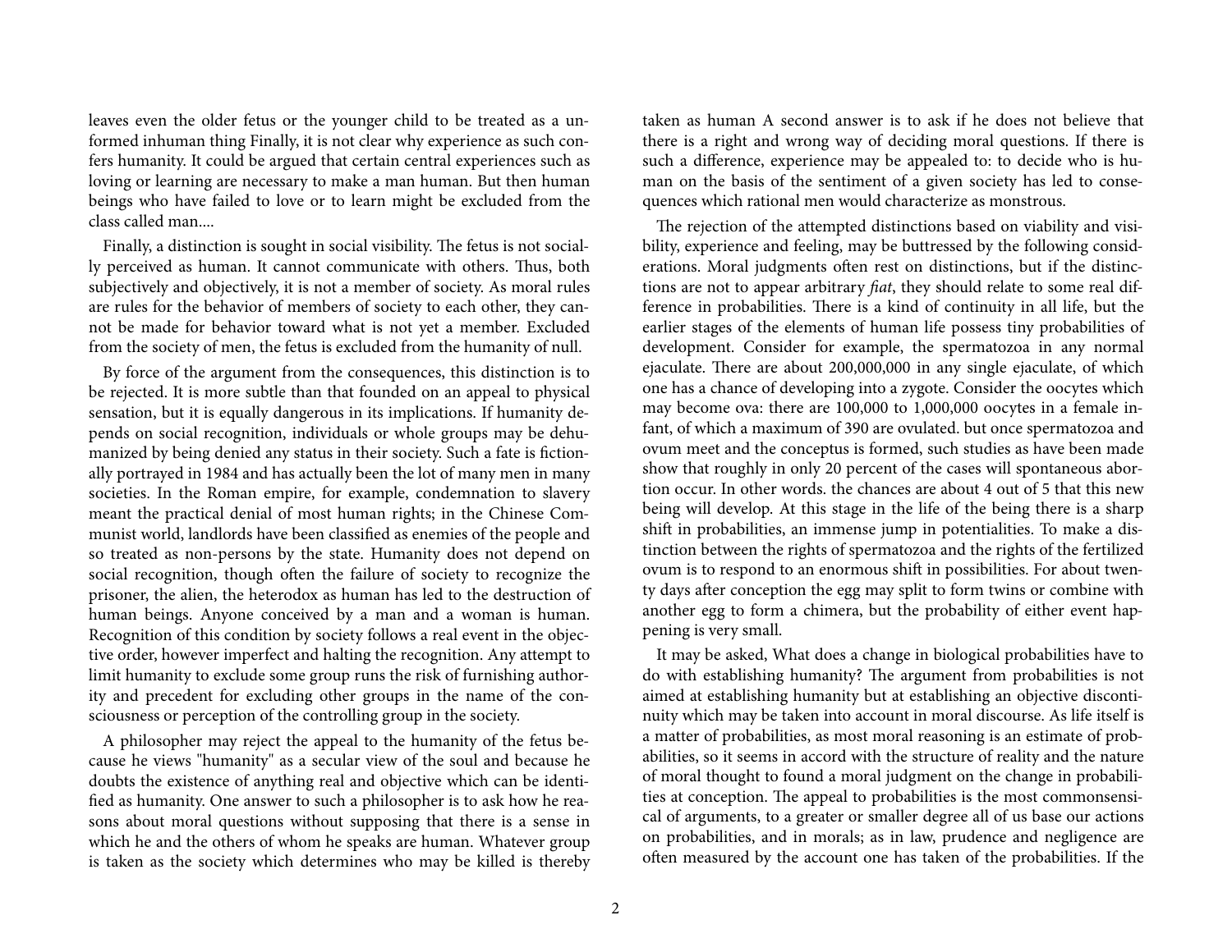leaves even the older fetus or the younger child to be treated as a unformed inhuman thing Finally, it is not clear why experience as such confers humanity. It could be argued that certain central experiences such as loving or learning are necessary to make a man human. But then human beings who have failed to love or to learn might be excluded from the class called man....

Finally, a distinction is sought in social visibility. The fetus is not socially perceived as human. It cannot communicate with others. Thus, both subjectively and objectively, it is not a member of society. As moral rules are rules for the behavior of members of society to each other, they cannot be made for behavior toward what is not yet a member. Excluded from the society of men, the fetus is excluded from the humanity of null.

By force of the argument from the consequences, this distinction is to be rejected. It is more subtle than that founded on an appeal to physical sensation, but it is equally dangerous in its implications. If humanity depends on social recognition, individuals or whole groups may be dehumanized by being denied any status in their society. Such a fate is fictionally portrayed in 1984 and has actually been the lot of many men in many societies. In the Roman empire, for example, condemnation to slavery meant the practical denial of most human rights; in the Chinese Communist world, landlords have been classified as enemies of the people and so treated as non-persons by the state. Humanity does not depend on social recognition, though often the failure of society to recognize the prisoner, the alien, the heterodox as human has led to the destruction of human beings. Anyone conceived by a man and a woman is human. Recognition of this condition by society follows a real event in the objective order, however imperfect and halting the recognition. Any attempt to limit humanity to exclude some group runs the risk of furnishing authority and precedent for excluding other groups in the name of the consciousness or perception of the controlling group in the society.

A philosopher may reject the appeal to the humanity of the fetus because he views "humanity" as a secular view of the soul and because he doubts the existence of anything real and objective which can be identified as humanity. One answer to such a philosopher is to ask how he reasons about moral questions without supposing that there is a sense in which he and the others of whom he speaks are human. Whatever group is taken as the society which determines who may be killed is thereby taken as human A second answer is to ask if he does not believe that there is a right and wrong way of deciding moral questions. If there is such a difference, experience may be appealed to: to decide who is human on the basis of the sentiment of a given society has led to consequences which rational men would characterize as monstrous.

The rejection of the attempted distinctions based on viability and visibility, experience and feeling, may be buttressed by the following considerations. Moral judgments often rest on distinctions, but if the distinctions are not to appear arbitrary *fiat*, they should relate to some real difference in probabilities. There is a kind of continuity in all life, but the earlier stages of the elements of human life possess tiny probabilities of development. Consider for example, the spermatozoa in any normal ejaculate. There are about 200,000,000 in any single ejaculate, of which one has a chance of developing into a zygote. Consider the oocytes which may become ova: there are 100,000 to 1,000,000 oocytes in a female infant, of which a maximum of 390 are ovulated. but once spermatozoa and ovum meet and the conceptus is formed, such studies as have been made show that roughly in only 20 percent of the cases will spontaneous abortion occur. In other words. the chances are about 4 out of 5 that this new being will develop. At this stage in the life of the being there is a sharp shift in probabilities, an immense jump in potentialities. To make a distinction between the rights of spermatozoa and the rights of the fertilized ovum is to respond to an enormous shift in possibilities. For about twenty days after conception the egg may split to form twins or combine with another egg to form a chimera, but the probability of either event happening is very small.

It may be asked, What does a change in biological probabilities have to do with establishing humanity? The argument from probabilities is not aimed at establishing humanity but at establishing an objective discontinuity which may be taken into account in moral discourse. As life itself is a matter of probabilities, as most moral reasoning is an estimate of probabilities, so it seems in accord with the structure of reality and the nature of moral thought to found a moral judgment on the change in probabilities at conception. The appeal to probabilities is the most commonsensical of arguments, to a greater or smaller degree all of us base our actions on probabilities, and in morals; as in law, prudence and negligence are often measured by the account one has taken of the probabilities. If the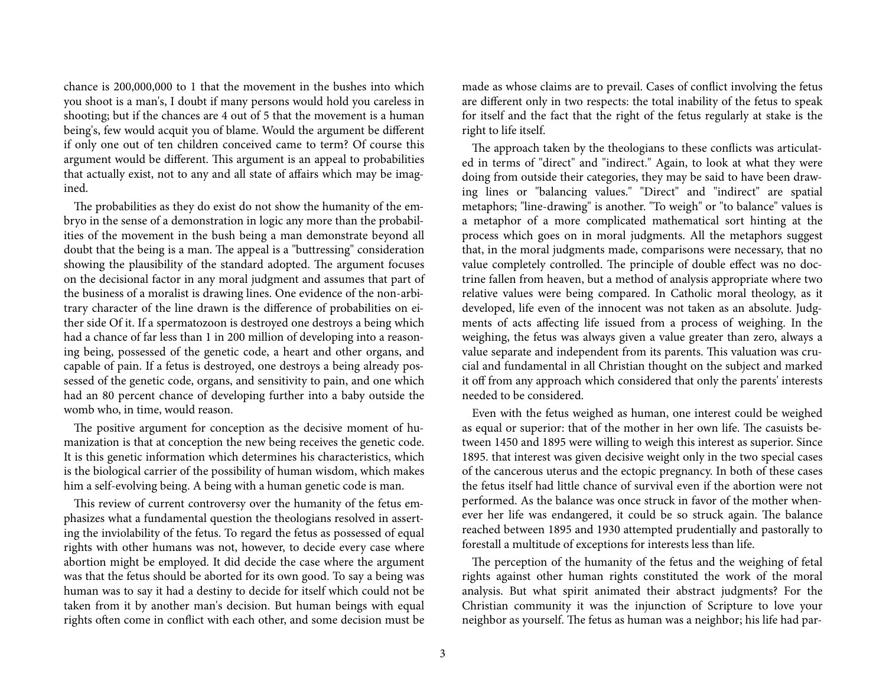chance is 200,000,000 to 1 that the movement in the bushes into which you shoot is a man's, I doubt if many persons would hold you careless in shooting; but if the chances are 4 out of 5 that the movement is a human being's, few would acquit you of blame. Would the argument be different if only one out of ten children conceived came to term? Of course this argument would be different. This argument is an appeal to probabilities that actually exist, not to any and all state of affairs which may be imagined.

The probabilities as they do exist do not show the humanity of the embryo in the sense of a demonstration in logic any more than the probabilities of the movement in the bush being a man demonstrate beyond all doubt that the being is a man. The appeal is a "buttressing" consideration showing the plausibility of the standard adopted. The argument focuses on the decisional factor in any moral judgment and assumes that part of the business of a moralist is drawing lines. One evidence of the non-arbitrary character of the line drawn is the difference of probabilities on either side Of it. If a spermatozoon is destroyed one destroys a being which had a chance of far less than 1 in 200 million of developing into a reasoning being, possessed of the genetic code, a heart and other organs, and capable of pain. If a fetus is destroyed, one destroys a being already possessed of the genetic code, organs, and sensitivity to pain, and one which had an 80 percent chance of developing further into a baby outside the womb who, in time, would reason.

The positive argument for conception as the decisive moment of humanization is that at conception the new being receives the genetic code. It is this genetic information which determines his characteristics, which is the biological carrier of the possibility of human wisdom, which makes him a self-evolving being. A being with a human genetic code is man.

This review of current controversy over the humanity of the fetus emphasizes what a fundamental question the theologians resolved in asserting the inviolability of the fetus. To regard the fetus as possessed of equal rights with other humans was not, however, to decide every case where abortion might be employed. It did decide the case where the argument was that the fetus should be aborted for its own good. To say a being was human was to say it had a destiny to decide for itself which could not be taken from it by another man's decision. But human beings with equal rights often come in conflict with each other, and some decision must be made as whose claims are to prevail. Cases of conflict involving the fetus are different only in two respects: the total inability of the fetus to speak for itself and the fact that the right of the fetus regularly at stake is the right to life itself.

The approach taken by the theologians to these conflicts was articulated in terms of "direct" and "indirect." Again, to look at what they were doing from outside their categories, they may be said to have been drawing lines or "balancing values." "Direct" and "indirect" are spatial metaphors; "line-drawing" is another. "To weigh" or "to balance" values is a metaphor of a more complicated mathematical sort hinting at the process which goes on in moral judgments. All the metaphors suggest that, in the moral judgments made, comparisons were necessary, that no value completely controlled. The principle of double effect was no doctrine fallen from heaven, but a method of analysis appropriate where two relative values were being compared. In Catholic moral theology, as it developed, life even of the innocent was not taken as an absolute. Judgments of acts affecting life issued from a process of weighing. In the weighing, the fetus was always given a value greater than zero, always a value separate and independent from its parents. This valuation was crucial and fundamental in all Christian thought on the subject and marked it off from any approach which considered that only the parents' interests needed to be considered.

Even with the fetus weighed as human, one interest could be weighed as equal or superior: that of the mother in her own life. The casuists between 1450 and 1895 were willing to weigh this interest as superior. Since 1895. that interest was given decisive weight only in the two special cases of the cancerous uterus and the ectopic pregnancy. In both of these cases the fetus itself had little chance of survival even if the abortion were not performed. As the balance was once struck in favor of the mother whenever her life was endangered, it could be so struck again. The balance reached between 1895 and 1930 attempted prudentially and pastorally to forestall a multitude of exceptions for interests less than life.

The perception of the humanity of the fetus and the weighing of fetal rights against other human rights constituted the work of the moral analysis. But what spirit animated their abstract judgments? For the Christian community it was the injunction of Scripture to love your neighbor as yourself. The fetus as human was a neighbor; his life had par-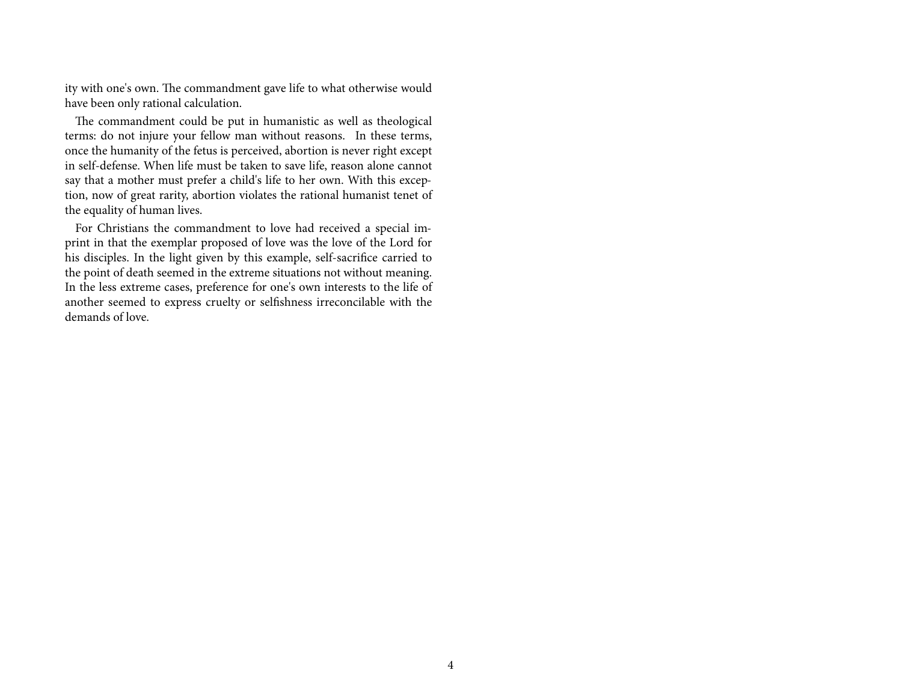ity with one's own. The commandment gave life to what otherwise would have been only rational calculation.

The commandment could be put in humanistic as well as theological terms: do not injure your fellow man without reasons. In these terms, once the humanity of the fetus is perceived, abortion is never right except in self-defense. When life must be taken to save life, reason alone cannot say that a mother must prefer a child's life to her own. With this exception, now of great rarity, abortion violates the rational humanist tenet of the equality of human lives.

For Christians the commandment to love had received a special imprint in that the exemplar proposed of love was the love of the Lord for his disciples. In the light given by this example, self-sacrifice carried to the point of death seemed in the extreme situations not without meaning. In the less extreme cases, preference for one's own interests to the life of another seemed to express cruelty or selfishness irreconcilable with the demands of love.